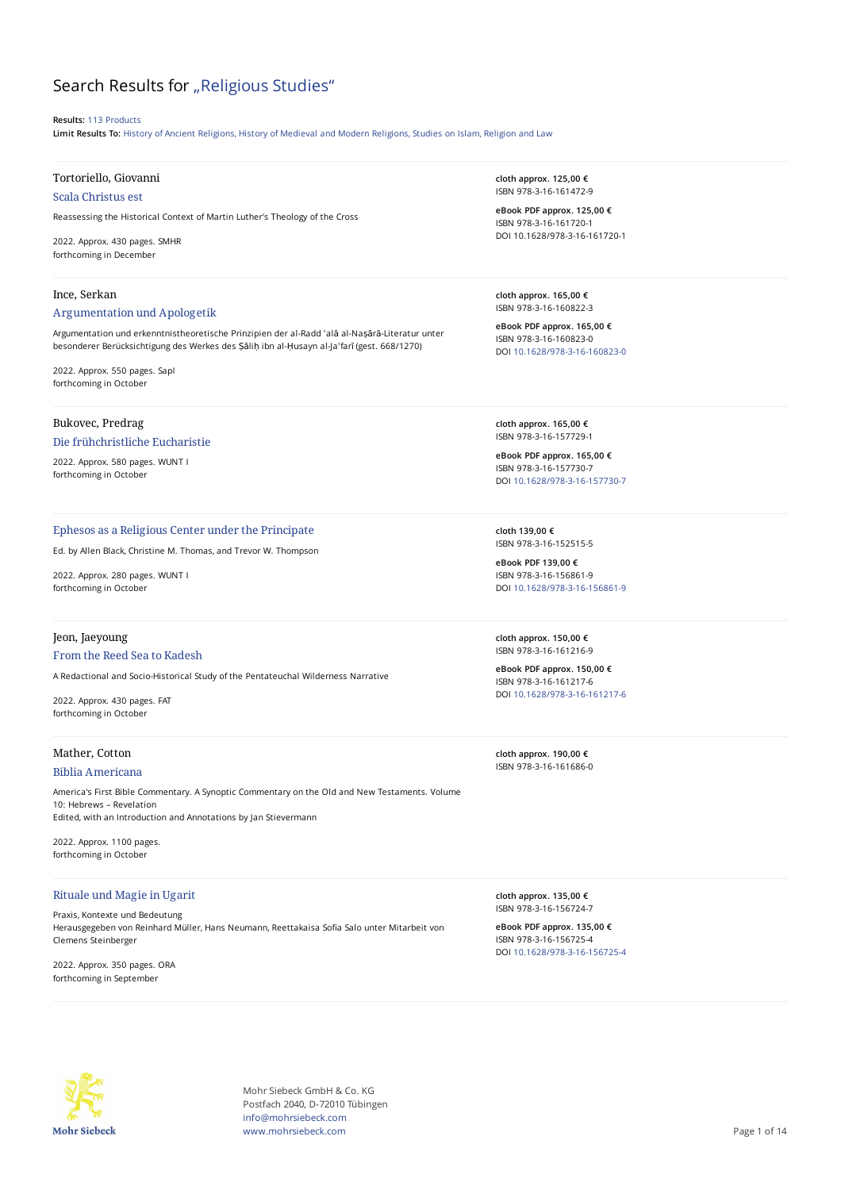# Search Results for „Religious Studies"

**Results:** 113 Products
**Limit Results To:** History of Ancient Religions, History of Medieval and Modern Religions, Studies on Islam, Religion and Law

---

Tortoriello, Giovanni

### Scala Christus est

Reassessing the Historical Context of Martin Luther's Theology of the Cross

2022. Approx. 430 pages. SMHR
forthcoming in December

**cloth approx. 125,00 €**
ISBN 978-3-16-161472-9

**eBook PDF approx. 125,00 €**
ISBN 978-3-16-161720-1
DOI 10.1628/978-3-16-161720-1

---

Ince, Serkan

### Argumentation und Apologetik

Argumentation und erkenntnistheoretische Prinzipien der al-Radd ʿalā al-Naṣārā-Literatur unter besonderer Berücksichtigung des Werkes des Ṣāliḥ ibn al-Ḥusayn al-Jaʿfarī (gest. 668/1270)

2022. Approx. 550 pages. SapI
forthcoming in October

**cloth approx. 165,00 €**
ISBN 978-3-16-160822-3

**eBook PDF approx. 165,00 €**
ISBN 978-3-16-160823-0
DOI 10.1628/978-3-16-160823-0

---

Bukovec, Predrag

### Die frühchristliche Eucharistie

2022. Approx. 580 pages. WUNT I
forthcoming in October

**cloth approx. 165,00 €**
ISBN 978-3-16-157729-1

**eBook PDF approx. 165,00 €**
ISBN 978-3-16-157730-7
DOI 10.1628/978-3-16-157730-7

---

### Ephesos as a Religious Center under the Principate

Ed. by Allen Black, Christine M. Thomas, and Trevor W. Thompson

2022. Approx. 280 pages. WUNT I
forthcoming in October

**cloth 139,00 €**
ISBN 978-3-16-152515-5

**eBook PDF 139,00 €**
ISBN 978-3-16-156861-9
DOI 10.1628/978-3-16-156861-9

---

Jeon, Jaeyoung

### From the Reed Sea to Kadesh

A Redactional and Socio-Historical Study of the Pentateuchal Wilderness Narrative

2022. Approx. 430 pages. FAT
forthcoming in October

**cloth approx. 150,00 €**
ISBN 978-3-16-161216-9

**eBook PDF approx. 150,00 €**
ISBN 978-3-16-161217-6
DOI 10.1628/978-3-16-161217-6

---

Mather, Cotton

### Biblia Americana

America's First Bible Commentary. A Synoptic Commentary on the Old and New Testaments. Volume 10: Hebrews – Revelation
Edited, with an Introduction and Annotations by Jan Stievermann

2022. Approx. 1100 pages.
forthcoming in October

**cloth approx. 190,00 €**
ISBN 978-3-16-161686-0

---

### Rituale und Magie in Ugarit

Praxis, Kontexte und Bedeutung
Herausgegeben von Reinhard Müller, Hans Neumann, Reettakaisa Sofia Salo unter Mitarbeit von Clemens Steinberger

2022. Approx. 350 pages. ORA
forthcoming in September

**cloth approx. 135,00 €**
ISBN 978-3-16-156724-7

**eBook PDF approx. 135,00 €**
ISBN 978-3-16-156725-4
DOI 10.1628/978-3-16-156725-4

---

Mohr Siebeck GmbH & Co. KG
Postfach 2040, D-72010 Tübingen
info@mohrsiebeck.com
www.mohrsiebeck.com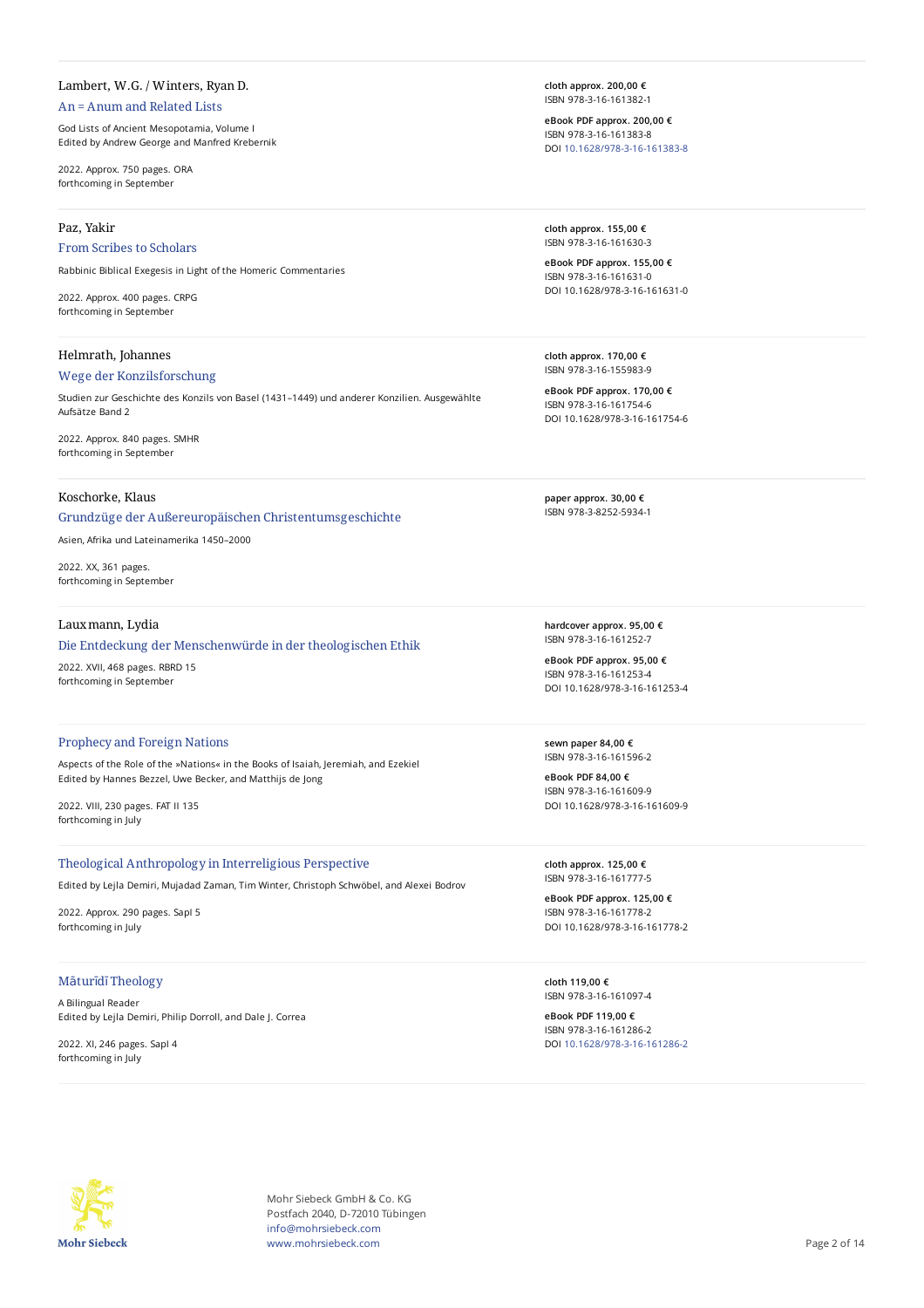Lambert, W.G. / Winters, Ryan D.

### An = Anum and Related Lists

God Lists of Ancient Mesopotamia, Volume I
Edited by Andrew George and Manfred Krebernik

2022. Approx. 750 pages. ORA
forthcoming in September

**cloth approx. 200,00 €**
ISBN 978-3-16-161382-1

**eBook PDF approx. 200,00 €**
ISBN 978-3-16-161383-8
DOI 10.1628/978-3-16-161383-8

---

Paz, Yakir

### From Scribes to Scholars

Rabbinic Biblical Exegesis in Light of the Homeric Commentaries

2022. Approx. 400 pages. CRPG
forthcoming in September

**cloth approx. 155,00 €**
ISBN 978-3-16-161630-3

**eBook PDF approx. 155,00 €**
ISBN 978-3-16-161631-0
DOI 10.1628/978-3-16-161631-0

---

Helmrath, Johannes

### Wege der Konzilsforschung

Studien zur Geschichte des Konzils von Basel (1431–1449) und anderer Konzilien. Ausgewählte Aufsätze Band 2

2022. Approx. 840 pages. SMHR
forthcoming in September

**cloth approx. 170,00 €**
ISBN 978-3-16-155983-9

**eBook PDF approx. 170,00 €**
ISBN 978-3-16-161754-6
DOI 10.1628/978-3-16-161754-6

---

Koschorke, Klaus

### Grundzüge der Außereuropäischen Christentumsgeschichte

Asien, Afrika und Lateinamerika 1450–2000

2022. XX, 361 pages.
forthcoming in September

**paper approx. 30,00 €**
ISBN 978-3-8252-5934-1

---

Lauxmann, Lydia

### Die Entdeckung der Menschenwürde in der theologischen Ethik

2022. XVII, 468 pages. RBRD 15
forthcoming in September

**hardcover approx. 95,00 €**
ISBN 978-3-16-161252-7

**eBook PDF approx. 95,00 €**
ISBN 978-3-16-161253-4
DOI 10.1628/978-3-16-161253-4

---

### Prophecy and Foreign Nations

Aspects of the Role of the »Nations« in the Books of Isaiah, Jeremiah, and Ezekiel
Edited by Hannes Bezzel, Uwe Becker, and Matthijs de Jong

2022. VIII, 230 pages. FAT II 135
forthcoming in July

**sewn paper 84,00 €**
ISBN 978-3-16-161596-2

**eBook PDF 84,00 €**
ISBN 978-3-16-161609-9
DOI 10.1628/978-3-16-161609-9

---

### Theological Anthropology in Interreligious Perspective

Edited by Lejla Demiri, Mujadad Zaman, Tim Winter, Christoph Schwöbel, and Alexei Bodrov

2022. Approx. 290 pages. SapI 5
forthcoming in July

**cloth approx. 125,00 €**
ISBN 978-3-16-161777-5

**eBook PDF approx. 125,00 €**
ISBN 978-3-16-161778-2
DOI 10.1628/978-3-16-161778-2

---

### Māturīdī Theology

A Bilingual Reader
Edited by Lejla Demiri, Philip Dorroll, and Dale J. Correa

2022. XI, 246 pages. SapI 4
forthcoming in July

**cloth 119,00 €**
ISBN 978-3-16-161097-4

**eBook PDF 119,00 €**
ISBN 978-3-16-161286-2
DOI 10.1628/978-3-16-161286-2

---

Mohr Siebeck GmbH & Co. KG
Postfach 2040, D-72010 Tübingen
info@mohrsiebeck.com
www.mohrsiebeck.com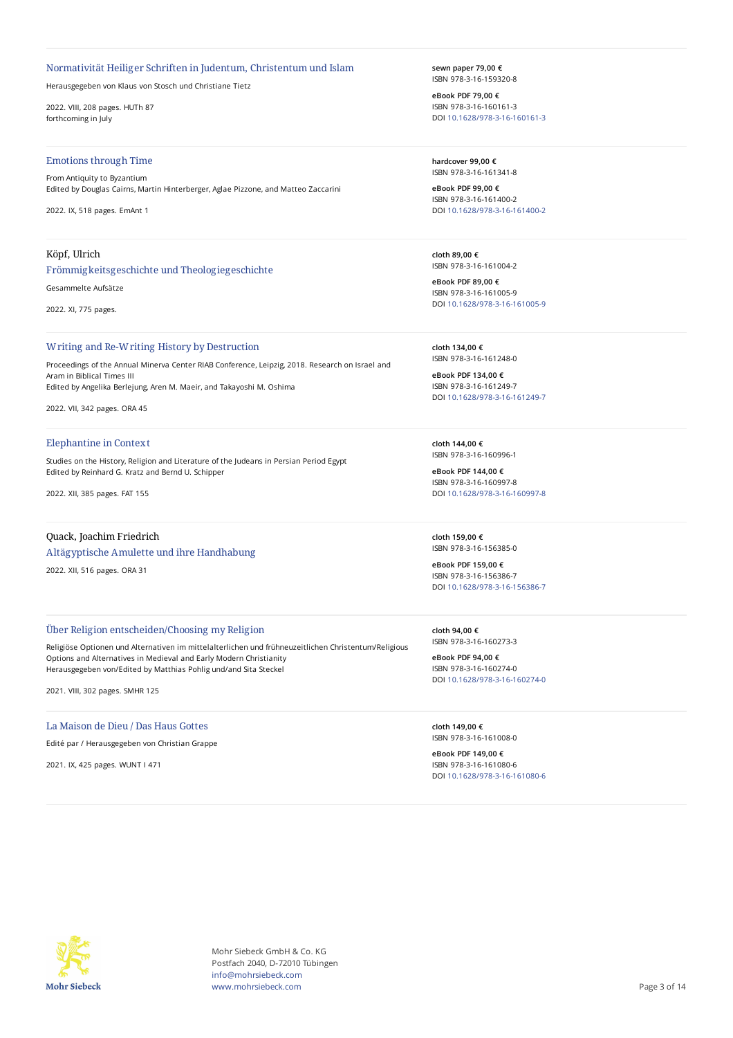## Normativität Heiliger Schriften in Judentum, Christentum und Islam

Herausgegeben von Klaus von Stosch und Christiane Tietz

2022. VIII, 208 pages. HUTh 87
forthcoming in July

**sewn paper 79,00 €**
ISBN 978-3-16-159320-8

**eBook PDF 79,00 €**
ISBN 978-3-16-160161-3
DOI 10.1628/978-3-16-160161-3

---

## Emotions through Time

From Antiquity to Byzantium
Edited by Douglas Cairns, Martin Hinterberger, Aglae Pizzone, and Matteo Zaccarini

2022. IX, 518 pages. EmAnt 1

**hardcover 99,00 €**
ISBN 978-3-16-161341-8

**eBook PDF 99,00 €**
ISBN 978-3-16-161400-2
DOI 10.1628/978-3-16-161400-2

---

Köpf, Ulrich

## Frömmigkeitsgeschichte und Theologiegeschichte

Gesammelte Aufsätze

2022. XI, 775 pages.

**cloth 89,00 €**
ISBN 978-3-16-161004-2

**eBook PDF 89,00 €**
ISBN 978-3-16-161005-9
DOI 10.1628/978-3-16-161005-9

---

## Writing and Re-Writing History by Destruction

Proceedings of the Annual Minerva Center RIAB Conference, Leipzig, 2018. Research on Israel and Aram in Biblical Times III
Edited by Angelika Berlejung, Aren M. Maeir, and Takayoshi M. Oshima

2022. VII, 342 pages. ORA 45

**cloth 134,00 €**
ISBN 978-3-16-161248-0

**eBook PDF 134,00 €**
ISBN 978-3-16-161249-7
DOI 10.1628/978-3-16-161249-7

---

## Elephantine in Context

Studies on the History, Religion and Literature of the Judeans in Persian Period Egypt
Edited by Reinhard G. Kratz and Bernd U. Schipper

2022. XII, 385 pages. FAT 155

**cloth 144,00 €**
ISBN 978-3-16-160996-1

**eBook PDF 144,00 €**
ISBN 978-3-16-160997-8
DOI 10.1628/978-3-16-160997-8

---

Quack, Joachim Friedrich

## Altägyptische Amulette und ihre Handhabung

2022. XII, 516 pages. ORA 31

**cloth 159,00 €**
ISBN 978-3-16-156385-0

**eBook PDF 159,00 €**
ISBN 978-3-16-156386-7
DOI 10.1628/978-3-16-156386-7

---

## Über Religion entscheiden/Choosing my Religion

Religiöse Optionen und Alternativen im mittelalterlichen und frühneuzeitlichen Christentum/Religious Options and Alternatives in Medieval and Early Modern Christianity
Herausgegeben von/Edited by Matthias Pohlig und/and Sita Steckel

2021. VIII, 302 pages. SMHR 125

**cloth 94,00 €**
ISBN 978-3-16-160273-3

**eBook PDF 94,00 €**
ISBN 978-3-16-160274-0
DOI 10.1628/978-3-16-160274-0

---

## La Maison de Dieu / Das Haus Gottes

Edité par / Herausgegeben von Christian Grappe

2021. IX, 425 pages. WUNT I 471

**cloth 149,00 €**
ISBN 978-3-16-161008-0

**eBook PDF 149,00 €**
ISBN 978-3-16-161080-6
DOI 10.1628/978-3-16-161080-6

---

Mohr Siebeck GmbH & Co. KG
Postfach 2040, D-72010 Tübingen
info@mohrsiebeck.com
www.mohrsiebeck.com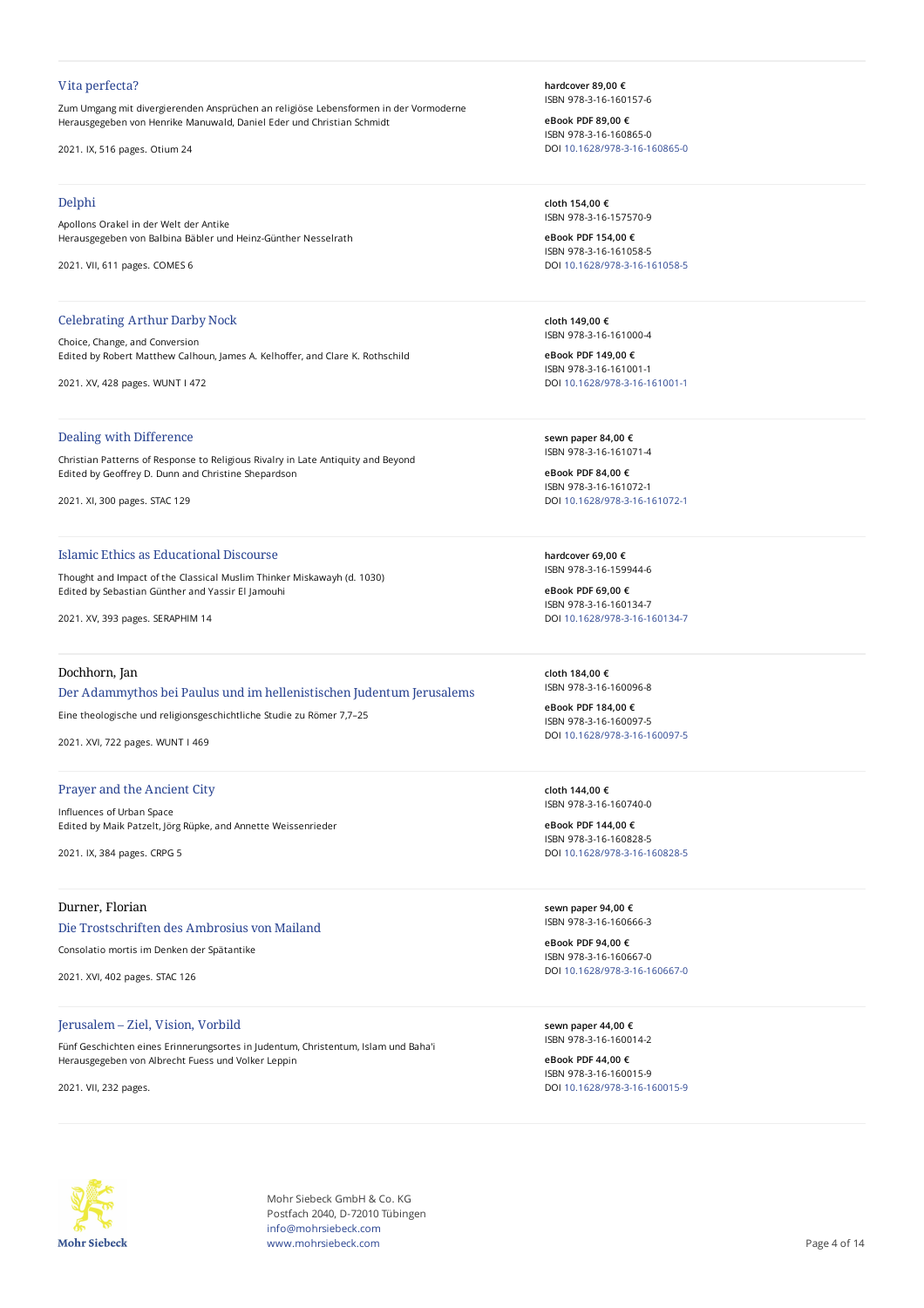### Vita perfecta?

Zum Umgang mit divergierenden Ansprüchen an religiöse Lebensformen in der Vormoderne
Herausgegeben von Henrike Manuwald, Daniel Eder und Christian Schmidt

2021. IX, 516 pages. Otium 24

**hardcover 89,00 €**
ISBN 978-3-16-160157-6

**eBook PDF 89,00 €**
ISBN 978-3-16-160865-0
DOI 10.1628/978-3-16-160865-0

---

### Delphi

Apollons Orakel in der Welt der Antike
Herausgegeben von Balbina Bäbler und Heinz-Günther Nesselrath

2021. VII, 611 pages. COMES 6

**cloth 154,00 €**
ISBN 978-3-16-157570-9

**eBook PDF 154,00 €**
ISBN 978-3-16-161058-5
DOI 10.1628/978-3-16-161058-5

---

### Celebrating Arthur Darby Nock

Choice, Change, and Conversion
Edited by Robert Matthew Calhoun, James A. Kelhoffer, and Clare K. Rothschild

2021. XV, 428 pages. WUNT I 472

**cloth 149,00 €**
ISBN 978-3-16-161000-4

**eBook PDF 149,00 €**
ISBN 978-3-16-161001-1
DOI 10.1628/978-3-16-161001-1

---

### Dealing with Difference

Christian Patterns of Response to Religious Rivalry in Late Antiquity and Beyond
Edited by Geoffrey D. Dunn and Christine Shepardson

2021. XI, 300 pages. STAC 129

**sewn paper 84,00 €**
ISBN 978-3-16-161071-4

**eBook PDF 84,00 €**
ISBN 978-3-16-161072-1
DOI 10.1628/978-3-16-161072-1

---

### Islamic Ethics as Educational Discourse

Thought and Impact of the Classical Muslim Thinker Miskawayh (d. 1030)
Edited by Sebastian Günther and Yassir El Jamouhi

2021. XV, 393 pages. SERAPHIM 14

**hardcover 69,00 €**
ISBN 978-3-16-159944-6

**eBook PDF 69,00 €**
ISBN 978-3-16-160134-7
DOI 10.1628/978-3-16-160134-7

---

Dochhorn, Jan

### Der Adammythos bei Paulus und im hellenistischen Judentum Jerusalems

Eine theologische und religionsgeschichtliche Studie zu Römer 7,7–25

2021. XVI, 722 pages. WUNT I 469

**cloth 184,00 €**
ISBN 978-3-16-160096-8

**eBook PDF 184,00 €**
ISBN 978-3-16-160097-5
DOI 10.1628/978-3-16-160097-5

---

### Prayer and the Ancient City

Influences of Urban Space
Edited by Maik Patzelt, Jörg Rüpke, and Annette Weissenrieder

2021. IX, 384 pages. CRPG 5

**cloth 144,00 €**
ISBN 978-3-16-160740-0

**eBook PDF 144,00 €**
ISBN 978-3-16-160828-5
DOI 10.1628/978-3-16-160828-5

---

Durner, Florian

### Die Trostschriften des Ambrosius von Mailand

Consolatio mortis im Denken der Spätantike

2021. XVI, 402 pages. STAC 126

**sewn paper 94,00 €**
ISBN 978-3-16-160666-3

**eBook PDF 94,00 €**
ISBN 978-3-16-160667-0
DOI 10.1628/978-3-16-160667-0

---

### Jerusalem – Ziel, Vision, Vorbild

Fünf Geschichten eines Erinnerungsortes in Judentum, Christentum, Islam und Baha'i
Herausgegeben von Albrecht Fuess und Volker Leppin

2021. VII, 232 pages.

**sewn paper 44,00 €**
ISBN 978-3-16-160014-2

**eBook PDF 44,00 €**
ISBN 978-3-16-160015-9
DOI 10.1628/978-3-16-160015-9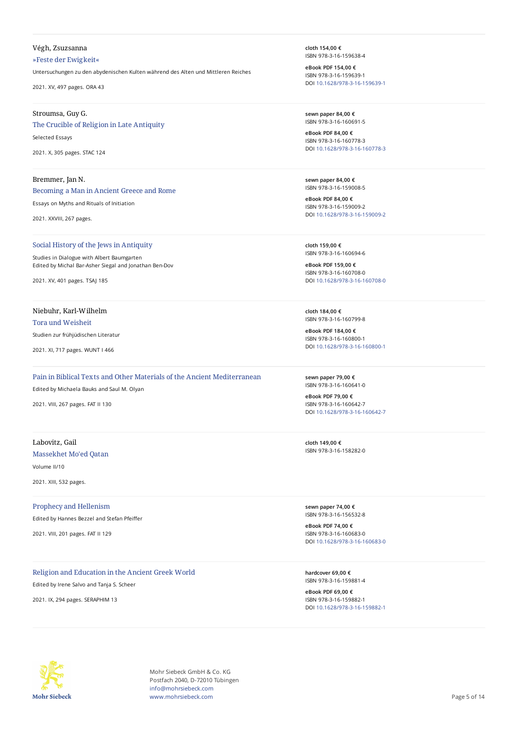Végh, Zsuzsanna

**»Feste der Ewigkeit«**

Untersuchungen zu den abydenischen Kulten während des Alten und Mittleren Reiches

2021. XV, 497 pages. ORA 43

**cloth 154,00 €**
ISBN 978-3-16-159638-4

**eBook PDF 154,00 €**
ISBN 978-3-16-159639-1
DOI 10.1628/978-3-16-159639-1

---

Stroumsa, Guy G.

**The Crucible of Religion in Late Antiquity**

Selected Essays

2021. X, 305 pages. STAC 124

**sewn paper 84,00 €**
ISBN 978-3-16-160691-5

**eBook PDF 84,00 €**
ISBN 978-3-16-160778-3
DOI 10.1628/978-3-16-160778-3

---

Bremmer, Jan N.

**Becoming a Man in Ancient Greece and Rome**

Essays on Myths and Rituals of Initiation

2021. XXVIII, 267 pages.

**sewn paper 84,00 €**
ISBN 978-3-16-159008-5

**eBook PDF 84,00 €**
ISBN 978-3-16-159009-2
DOI 10.1628/978-3-16-159009-2

---

**Social History of the Jews in Antiquity**

Studies in Dialogue with Albert Baumgarten
Edited by Michal Bar-Asher Siegal and Jonathan Ben-Dov

2021. XV, 401 pages. TSAJ 185

**cloth 159,00 €**
ISBN 978-3-16-160694-6

**eBook PDF 159,00 €**
ISBN 978-3-16-160708-0
DOI 10.1628/978-3-16-160708-0

---

Niebuhr, Karl-Wilhelm

**Tora und Weisheit**

Studien zur frühjüdischen Literatur

2021. XI, 717 pages. WUNT I 466

**cloth 184,00 €**
ISBN 978-3-16-160799-8

**eBook PDF 184,00 €**
ISBN 978-3-16-160800-1
DOI 10.1628/978-3-16-160800-1

---

**Pain in Biblical Texts and Other Materials of the Ancient Mediterranean**

Edited by Michaela Bauks and Saul M. Olyan

2021. VIII, 267 pages. FAT II 130

**sewn paper 79,00 €**
ISBN 978-3-16-160641-0

**eBook PDF 79,00 €**
ISBN 978-3-16-160642-7
DOI 10.1628/978-3-16-160642-7

---

Labovitz, Gail

**Massekhet Mo'ed Qatan**

Volume II/10

2021. XIII, 532 pages.

**cloth 149,00 €**
ISBN 978-3-16-158282-0

---

**Prophecy and Hellenism**

Edited by Hannes Bezzel and Stefan Pfeiffer

2021. VIII, 201 pages. FAT II 129

**sewn paper 74,00 €**
ISBN 978-3-16-156532-8

**eBook PDF 74,00 €**
ISBN 978-3-16-160683-0
DOI 10.1628/978-3-16-160683-0

---

**Religion and Education in the Ancient Greek World**

Edited by Irene Salvo and Tanja S. Scheer

2021. IX, 294 pages. SERAPHIM 13

**hardcover 69,00 €**
ISBN 978-3-16-159881-4

**eBook PDF 69,00 €**
ISBN 978-3-16-159882-1
DOI 10.1628/978-3-16-159882-1

---

Mohr Siebeck GmbH & Co. KG
Postfach 2040, D-72010 Tübingen
info@mohrsiebeck.com
www.mohrsiebeck.com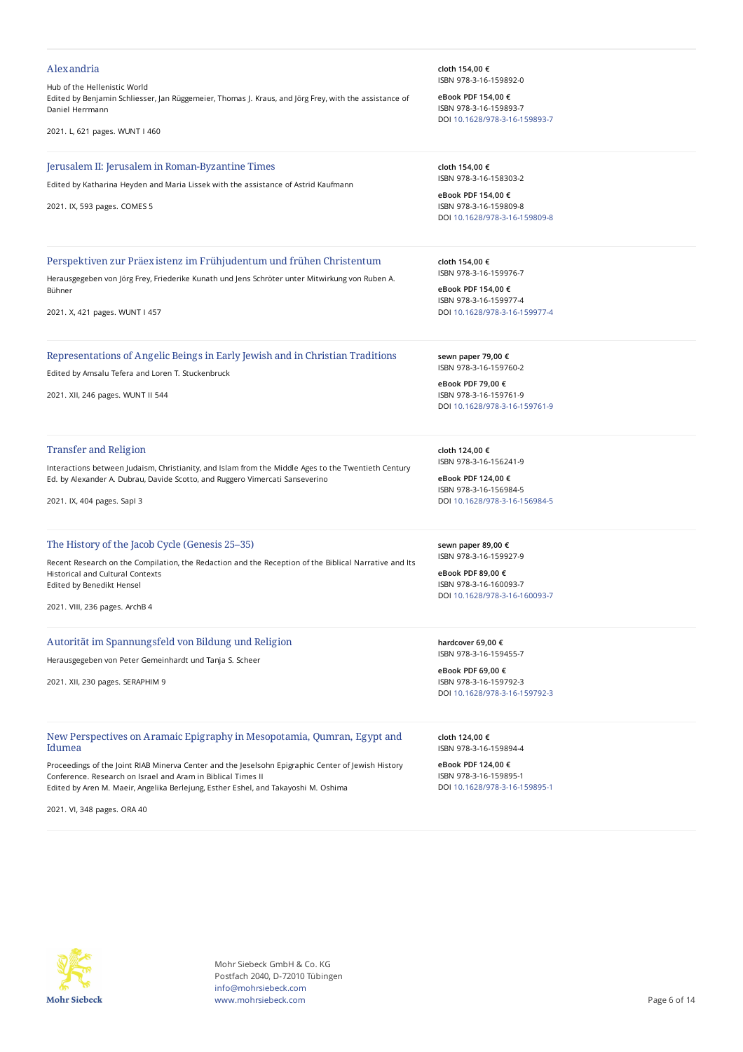### Alexandria

Hub of the Hellenistic World
Edited by Benjamin Schliesser, Jan Rüggemeier, Thomas J. Kraus, and Jörg Frey, with the assistance of Daniel Herrmann

2021. L, 621 pages. WUNT I 460

**cloth 154,00 €**
ISBN 978-3-16-159892-0

**eBook PDF 154,00 €**
ISBN 978-3-16-159893-7
DOI 10.1628/978-3-16-159893-7

---

### Jerusalem II: Jerusalem in Roman-Byzantine Times

Edited by Katharina Heyden and Maria Lissek with the assistance of Astrid Kaufmann

2021. IX, 593 pages. COMES 5

**cloth 154,00 €**
ISBN 978-3-16-158303-2

**eBook PDF 154,00 €**
ISBN 978-3-16-159809-8
DOI 10.1628/978-3-16-159809-8

---

### Perspektiven zur Präexistenz im Frühjudentum und frühen Christentum

Herausgegeben von Jörg Frey, Friederike Kunath und Jens Schröter unter Mitwirkung von Ruben A. Bühner

2021. X, 421 pages. WUNT I 457

**cloth 154,00 €**
ISBN 978-3-16-159976-7

**eBook PDF 154,00 €**
ISBN 978-3-16-159977-4
DOI 10.1628/978-3-16-159977-4

---

### Representations of Angelic Beings in Early Jewish and in Christian Traditions

Edited by Amsalu Tefera and Loren T. Stuckenbruck

2021. XII, 246 pages. WUNT II 544

**sewn paper 79,00 €**
ISBN 978-3-16-159760-2

**eBook PDF 79,00 €**
ISBN 978-3-16-159761-9
DOI 10.1628/978-3-16-159761-9

---

### Transfer and Religion

Interactions between Judaism, Christianity, and Islam from the Middle Ages to the Twentieth Century
Ed. by Alexander A. Dubrau, Davide Scotto, and Ruggero Vimercati Sanseverino

2021. IX, 404 pages. SapI 3

**cloth 124,00 €**
ISBN 978-3-16-156241-9

**eBook PDF 124,00 €**
ISBN 978-3-16-156984-5
DOI 10.1628/978-3-16-156984-5

---

### The History of the Jacob Cycle (Genesis 25–35)

Recent Research on the Compilation, the Redaction and the Reception of the Biblical Narrative and Its Historical and Cultural Contexts
Edited by Benedikt Hensel

2021. VIII, 236 pages. ArchB 4

**sewn paper 89,00 €**
ISBN 978-3-16-159927-9

**eBook PDF 89,00 €**
ISBN 978-3-16-160093-7
DOI 10.1628/978-3-16-160093-7

---

### Autorität im Spannungsfeld von Bildung und Religion

Herausgegeben von Peter Gemeinhardt und Tanja S. Scheer

2021. XII, 230 pages. SERAPHIM 9

**hardcover 69,00 €**
ISBN 978-3-16-159455-7

**eBook PDF 69,00 €**
ISBN 978-3-16-159792-3
DOI 10.1628/978-3-16-159792-3

---

### New Perspectives on Aramaic Epigraphy in Mesopotamia, Qumran, Egypt and Idumea

Proceedings of the Joint RIAB Minerva Center and the Jeselsohn Epigraphic Center of Jewish History Conference. Research on Israel and Aram in Biblical Times II
Edited by Aren M. Maeir, Angelika Berlejung, Esther Eshel, and Takayoshi M. Oshima

2021. VI, 348 pages. ORA 40

**cloth 124,00 €**
ISBN 978-3-16-159894-4

**eBook PDF 124,00 €**
ISBN 978-3-16-159895-1
DOI 10.1628/978-3-16-159895-1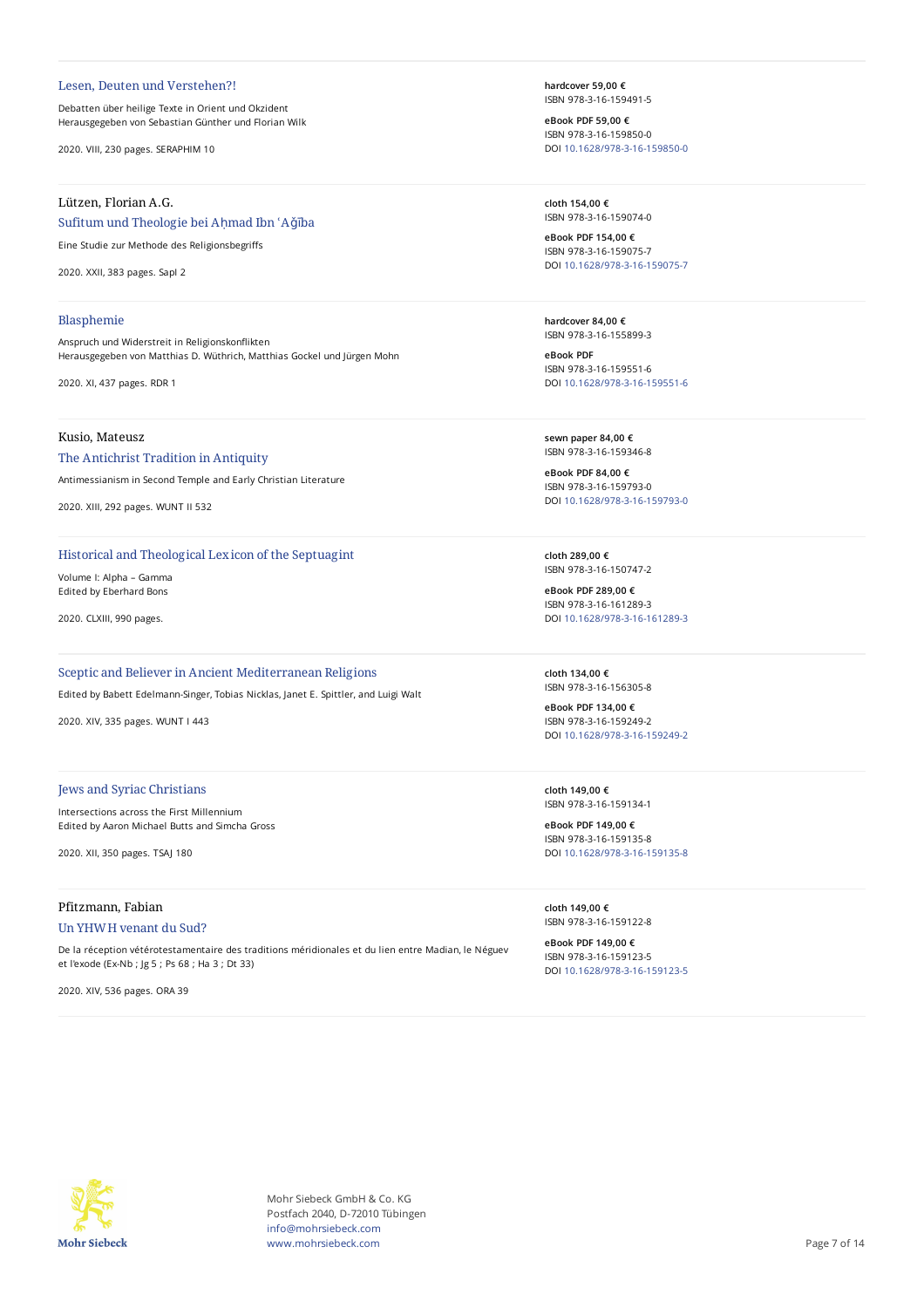### Lesen, Deuten und Verstehen?!

Debatten über heilige Texte in Orient und Okzident
Herausgegeben von Sebastian Günther und Florian Wilk

2020. VIII, 230 pages. SERAPHIM 10

**hardcover 59,00 €**
ISBN 978-3-16-159491-5

**eBook PDF 59,00 €**
ISBN 978-3-16-159850-0
DOI 10.1628/978-3-16-159850-0

---

Lützen, Florian A.G.

### Sufitum und Theologie bei Aḥmad Ibn ʿAǧība

Eine Studie zur Methode des Religionsbegriffs

2020. XXII, 383 pages. SapI 2

**cloth 154,00 €**
ISBN 978-3-16-159074-0

**eBook PDF 154,00 €**
ISBN 978-3-16-159075-7
DOI 10.1628/978-3-16-159075-7

---

### Blasphemie

Anspruch und Widerstreit in Religionskonflikten
Herausgegeben von Matthias D. Wüthrich, Matthias Gockel und Jürgen Mohn

2020. XI, 437 pages. RDR 1

**hardcover 84,00 €**
ISBN 978-3-16-155899-3

**eBook PDF**
ISBN 978-3-16-159551-6
DOI 10.1628/978-3-16-159551-6

---

Kusio, Mateusz

### The Antichrist Tradition in Antiquity

Antimessianism in Second Temple and Early Christian Literature

2020. XIII, 292 pages. WUNT II 532

**sewn paper 84,00 €**
ISBN 978-3-16-159346-8

**eBook PDF 84,00 €**
ISBN 978-3-16-159793-0
DOI 10.1628/978-3-16-159793-0

---

### Historical and Theological Lexicon of the Septuagint

Volume I: Alpha – Gamma
Edited by Eberhard Bons

2020. CLXIII, 990 pages.

**cloth 289,00 €**
ISBN 978-3-16-150747-2

**eBook PDF 289,00 €**
ISBN 978-3-16-161289-3
DOI 10.1628/978-3-16-161289-3

---

### Sceptic and Believer in Ancient Mediterranean Religions

Edited by Babett Edelmann-Singer, Tobias Nicklas, Janet E. Spittler, and Luigi Walt

2020. XIV, 335 pages. WUNT I 443

**cloth 134,00 €**
ISBN 978-3-16-156305-8

**eBook PDF 134,00 €**
ISBN 978-3-16-159249-2
DOI 10.1628/978-3-16-159249-2

---

### Jews and Syriac Christians

Intersections across the First Millennium
Edited by Aaron Michael Butts and Simcha Gross

2020. XII, 350 pages. TSAJ 180

**cloth 149,00 €**
ISBN 978-3-16-159134-1

**eBook PDF 149,00 €**
ISBN 978-3-16-159135-8
DOI 10.1628/978-3-16-159135-8

---

Pfitzmann, Fabian

### Un YHWH venant du Sud?

De la réception vétérotestamentaire des traditions méridionales et du lien entre Madian, le Néguev et l'exode (Ex-Nb ; Jg 5 ; Ps 68 ; Ha 3 ; Dt 33)

2020. XIV, 536 pages. ORA 39

**cloth 149,00 €**
ISBN 978-3-16-159122-8

**eBook PDF 149,00 €**
ISBN 978-3-16-159123-5
DOI 10.1628/978-3-16-159123-5

---

Mohr Siebeck GmbH & Co. KG
Postfach 2040, D-72010 Tübingen
info@mohrsiebeck.com
www.mohrsiebeck.com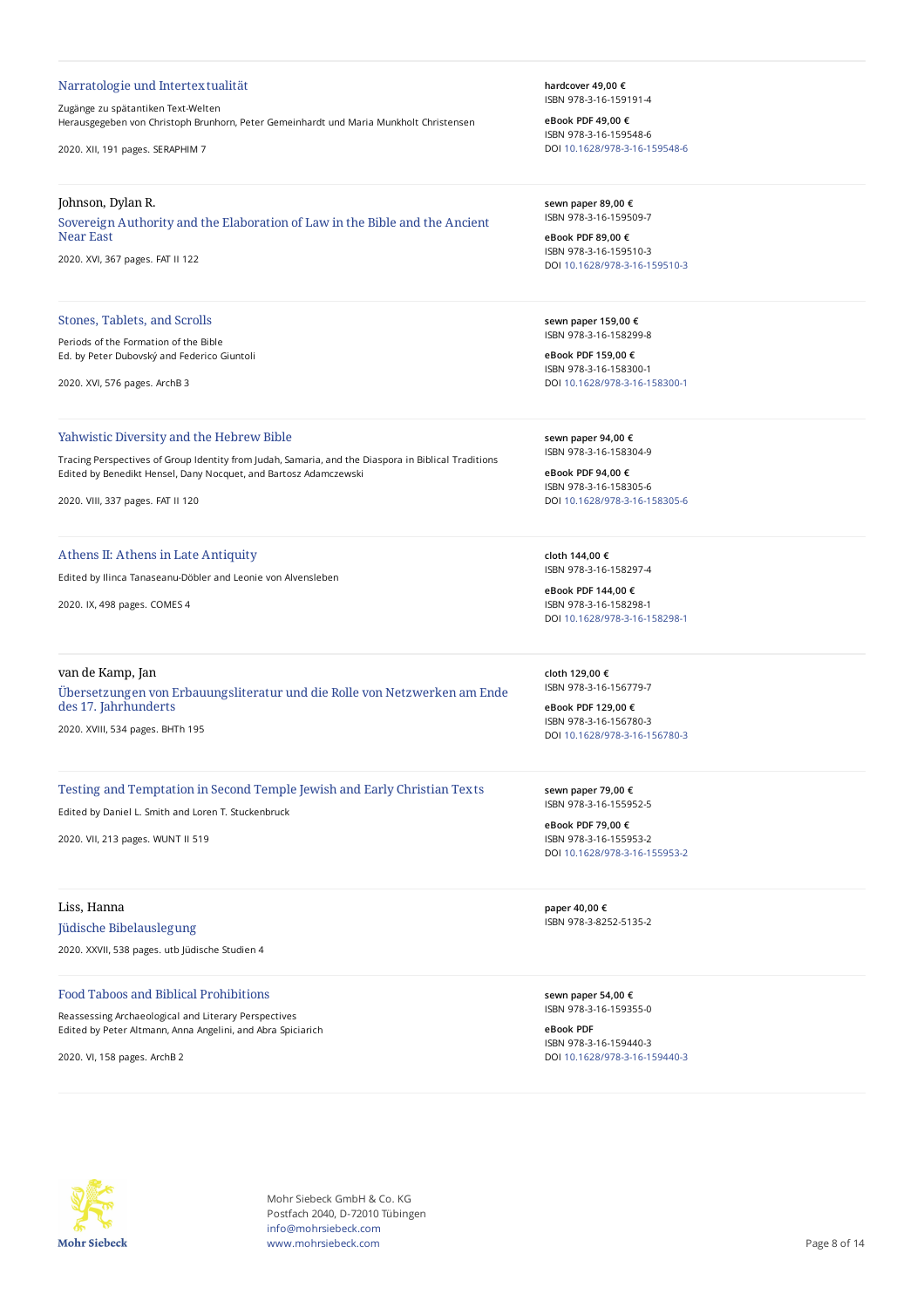### Narratologie und Intertextualität

Zugänge zu spätantiken Text-Welten
Herausgegeben von Christoph Brunhorn, Peter Gemeinhardt und Maria Munkholt Christensen

2020. XII, 191 pages. SERAPHIM 7

**hardcover 49,00 €**
ISBN 978-3-16-159191-4

**eBook PDF 49,00 €**
ISBN 978-3-16-159548-6
DOI 10.1628/978-3-16-159548-6

---

Johnson, Dylan R.

### Sovereign Authority and the Elaboration of Law in the Bible and the Ancient Near East

2020. XVI, 367 pages. FAT II 122

**sewn paper 89,00 €**
ISBN 978-3-16-159509-7

**eBook PDF 89,00 €**
ISBN 978-3-16-159510-3
DOI 10.1628/978-3-16-159510-3

---

### Stones, Tablets, and Scrolls

Periods of the Formation of the Bible
Ed. by Peter Dubovský and Federico Giuntoli

2020. XVI, 576 pages. ArchB 3

**sewn paper 159,00 €**
ISBN 978-3-16-158299-8

**eBook PDF 159,00 €**
ISBN 978-3-16-158300-1
DOI 10.1628/978-3-16-158300-1

---

### Yahwistic Diversity and the Hebrew Bible

Tracing Perspectives of Group Identity from Judah, Samaria, and the Diaspora in Biblical Traditions
Edited by Benedikt Hensel, Dany Nocquet, and Bartosz Adamczewski

2020. VIII, 337 pages. FAT II 120

**sewn paper 94,00 €**
ISBN 978-3-16-158304-9

**eBook PDF 94,00 €**
ISBN 978-3-16-158305-6
DOI 10.1628/978-3-16-158305-6

---

### Athens II: Athens in Late Antiquity

Edited by Ilinca Tanaseanu-Döbler and Leonie von Alvensleben

2020. IX, 498 pages. COMES 4

**cloth 144,00 €**
ISBN 978-3-16-158297-4

**eBook PDF 144,00 €**
ISBN 978-3-16-158298-1
DOI 10.1628/978-3-16-158298-1

---

van de Kamp, Jan

### Übersetzungen von Erbauungsliteratur und die Rolle von Netzwerken am Ende des 17. Jahrhunderts

2020. XVIII, 534 pages. BHTh 195

**cloth 129,00 €**
ISBN 978-3-16-156779-7

**eBook PDF 129,00 €**
ISBN 978-3-16-156780-3
DOI 10.1628/978-3-16-156780-3

---

### Testing and Temptation in Second Temple Jewish and Early Christian Texts

Edited by Daniel L. Smith and Loren T. Stuckenbruck

2020. VII, 213 pages. WUNT II 519

**sewn paper 79,00 €**
ISBN 978-3-16-155952-5

**eBook PDF 79,00 €**
ISBN 978-3-16-155953-2
DOI 10.1628/978-3-16-155953-2

---

Liss, Hanna

### Jüdische Bibelauslegung

2020. XXVII, 538 pages. utb Jüdische Studien 4

**paper 40,00 €**
ISBN 978-3-8252-5135-2

---

### Food Taboos and Biblical Prohibitions

Reassessing Archaeological and Literary Perspectives
Edited by Peter Altmann, Anna Angelini, and Abra Spiciarich

2020. VI, 158 pages. ArchB 2

**sewn paper 54,00 €**
ISBN 978-3-16-159355-0

**eBook PDF**
ISBN 978-3-16-159440-3
DOI 10.1628/978-3-16-159440-3

---

Mohr Siebeck GmbH & Co. KG
Postfach 2040, D-72010 Tübingen
info@mohrsiebeck.com
www.mohrsiebeck.com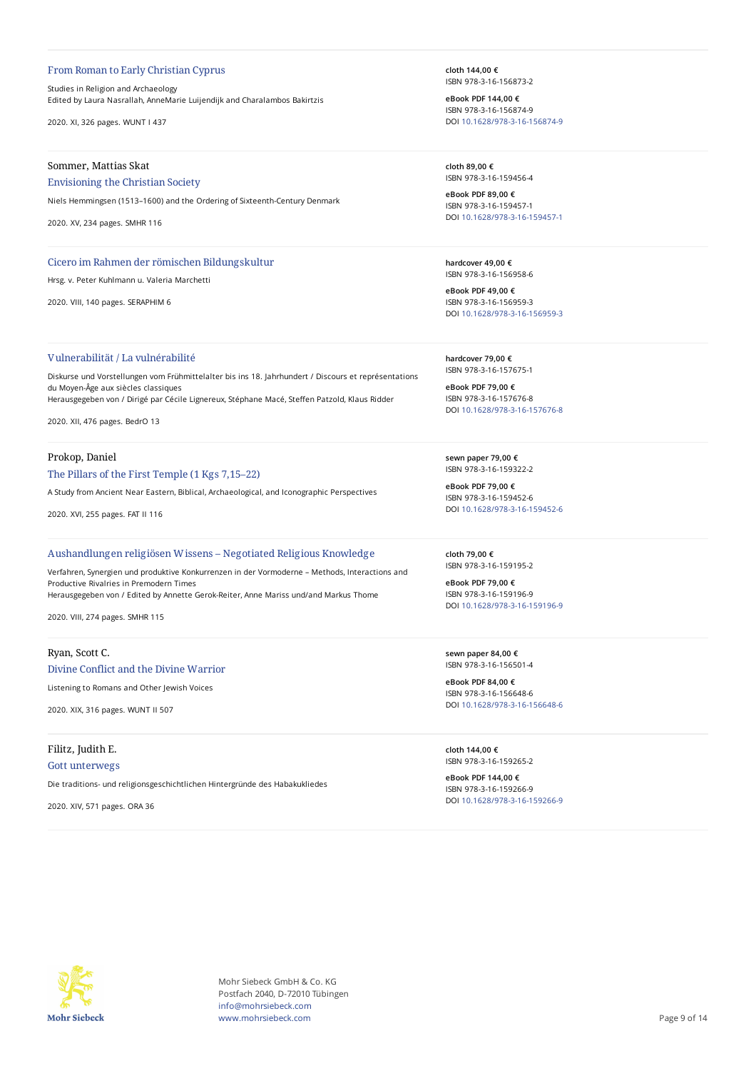### From Roman to Early Christian Cyprus

Studies in Religion and Archaeology
Edited by Laura Nasrallah, AnneMarie Luijendijk and Charalambos Bakirtzis

2020. XI, 326 pages. WUNT I 437

**cloth 144,00 €**
ISBN 978-3-16-156873-2

**eBook PDF 144,00 €**
ISBN 978-3-16-156874-9
DOI 10.1628/978-3-16-156874-9

---

Sommer, Mattias Skat

### Envisioning the Christian Society

Niels Hemmingsen (1513–1600) and the Ordering of Sixteenth-Century Denmark

2020. XV, 234 pages. SMHR 116

**cloth 89,00 €**
ISBN 978-3-16-159456-4

**eBook PDF 89,00 €**
ISBN 978-3-16-159457-1
DOI 10.1628/978-3-16-159457-1

---

### Cicero im Rahmen der römischen Bildungskultur

Hrsg. v. Peter Kuhlmann u. Valeria Marchetti

2020. VIII, 140 pages. SERAPHIM 6

**hardcover 49,00 €**
ISBN 978-3-16-156958-6

**eBook PDF 49,00 €**
ISBN 978-3-16-156959-3
DOI 10.1628/978-3-16-156959-3

---

### Vulnerabilität / La vulnérabilité

Diskurse und Vorstellungen vom Frühmittelalter bis ins 18. Jahrhundert / Discours et représentations du Moyen-Âge aux siècles classiques
Herausgegeben von / Dirigé par Cécile Lignereux, Stéphane Macé, Steffen Patzold, Klaus Ridder

2020. XII, 476 pages. BedrO 13

**hardcover 79,00 €**
ISBN 978-3-16-157675-1

**eBook PDF 79,00 €**
ISBN 978-3-16-157676-8
DOI 10.1628/978-3-16-157676-8

---

Prokop, Daniel

### The Pillars of the First Temple (1 Kgs 7,15–22)

A Study from Ancient Near Eastern, Biblical, Archaeological, and Iconographic Perspectives

2020. XVI, 255 pages. FAT II 116

**sewn paper 79,00 €**
ISBN 978-3-16-159322-2

**eBook PDF 79,00 €**
ISBN 978-3-16-159452-6
DOI 10.1628/978-3-16-159452-6

---

### Aushandlungen religiösen Wissens – Negotiated Religious Knowledge

Verfahren, Synergien und produktive Konkurrenzen in der Vormoderne – Methods, Interactions and Productive Rivalries in Premodern Times
Herausgegeben von / Edited by Annette Gerok-Reiter, Anne Mariss und/and Markus Thome

2020. VIII, 274 pages. SMHR 115

**cloth 79,00 €**
ISBN 978-3-16-159195-2

**eBook PDF 79,00 €**
ISBN 978-3-16-159196-9
DOI 10.1628/978-3-16-159196-9

---

Ryan, Scott C.

### Divine Conflict and the Divine Warrior

Listening to Romans and Other Jewish Voices

2020. XIX, 316 pages. WUNT II 507

**sewn paper 84,00 €**
ISBN 978-3-16-156501-4

**eBook PDF 84,00 €**
ISBN 978-3-16-156648-6
DOI 10.1628/978-3-16-156648-6

---

Filitz, Judith E.

### Gott unterwegs

Die traditions- und religionsgeschichtlichen Hintergründe des Habakukliedes

2020. XIV, 571 pages. ORA 36

**cloth 144,00 €**
ISBN 978-3-16-159265-2

**eBook PDF 144,00 €**
ISBN 978-3-16-159266-9
DOI 10.1628/978-3-16-159266-9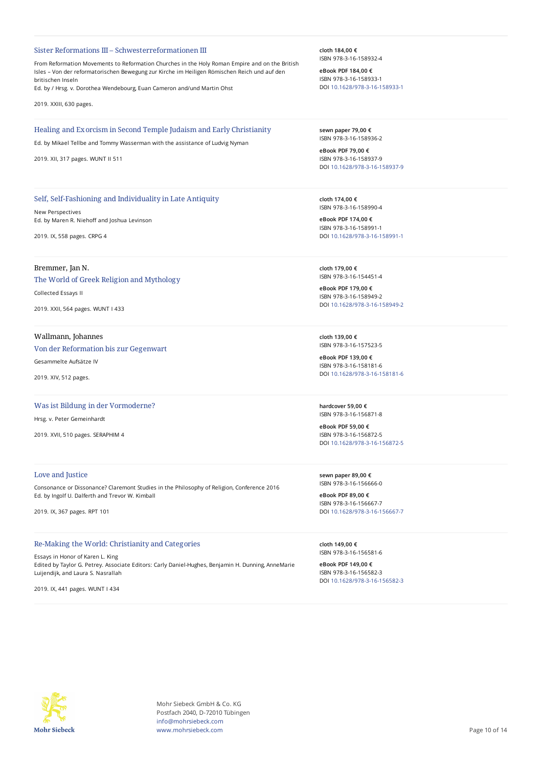### Sister Reformations III – Schwesterreformationen III

From Reformation Movements to Reformation Churches in the Holy Roman Empire and on the British Isles – Von der reformatorischen Bewegung zur Kirche im Heiligen Römischen Reich und auf den britischen Inseln
Ed. by / Hrsg. v. Dorothea Wendebourg, Euan Cameron and/und Martin Ohst

2019. XXIII, 630 pages.

**cloth 184,00 €**
ISBN 978-3-16-158932-4

**eBook PDF 184,00 €**
ISBN 978-3-16-158933-1
DOI 10.1628/978-3-16-158933-1

---

### Healing and Exorcism in Second Temple Judaism and Early Christianity

Ed. by Mikael Tellbe and Tommy Wasserman with the assistance of Ludvig Nyman

2019. XII, 317 pages. WUNT II 511

**sewn paper 79,00 €**
ISBN 978-3-16-158936-2

**eBook PDF 79,00 €**
ISBN 978-3-16-158937-9
DOI 10.1628/978-3-16-158937-9

---

### Self, Self-Fashioning and Individuality in Late Antiquity

New Perspectives
Ed. by Maren R. Niehoff and Joshua Levinson

2019. IX, 558 pages. CRPG 4

**cloth 174,00 €**
ISBN 978-3-16-158990-4

**eBook PDF 174,00 €**
ISBN 978-3-16-158991-1
DOI 10.1628/978-3-16-158991-1

---

Bremmer, Jan N.

### The World of Greek Religion and Mythology

Collected Essays II

2019. XXII, 564 pages. WUNT I 433

**cloth 179,00 €**
ISBN 978-3-16-154451-4

**eBook PDF 179,00 €**
ISBN 978-3-16-158949-2
DOI 10.1628/978-3-16-158949-2

---

Wallmann, Johannes

### Von der Reformation bis zur Gegenwart

Gesammelte Aufsätze IV

2019. XIV, 512 pages.

**cloth 139,00 €**
ISBN 978-3-16-157523-5

**eBook PDF 139,00 €**
ISBN 978-3-16-158181-6
DOI 10.1628/978-3-16-158181-6

---

### Was ist Bildung in der Vormoderne?

Hrsg. v. Peter Gemeinhardt

2019. XVII, 510 pages. SERAPHIM 4

**hardcover 59,00 €**
ISBN 978-3-16-156871-8

**eBook PDF 59,00 €**
ISBN 978-3-16-156872-5
DOI 10.1628/978-3-16-156872-5

---

### Love and Justice

Consonance or Dissonance? Claremont Studies in the Philosophy of Religion, Conference 2016
Ed. by Ingolf U. Dalferth and Trevor W. Kimball

2019. IX, 367 pages. RPT 101

**sewn paper 89,00 €**
ISBN 978-3-16-156666-0

**eBook PDF 89,00 €**
ISBN 978-3-16-156667-7
DOI 10.1628/978-3-16-156667-7

---

### Re-Making the World: Christianity and Categories

Essays in Honor of Karen L. King
Edited by Taylor G. Petrey. Associate Editors: Carly Daniel-Hughes, Benjamin H. Dunning, AnneMarie Luijendijk, and Laura S. Nasrallah

2019. IX, 441 pages. WUNT I 434

**cloth 149,00 €**
ISBN 978-3-16-156581-6

**eBook PDF 149,00 €**
ISBN 978-3-16-156582-3
DOI 10.1628/978-3-16-156582-3

---

Mohr Siebeck GmbH & Co. KG
Postfach 2040, D-72010 Tübingen
info@mohrsiebeck.com
www.mohrsiebeck.com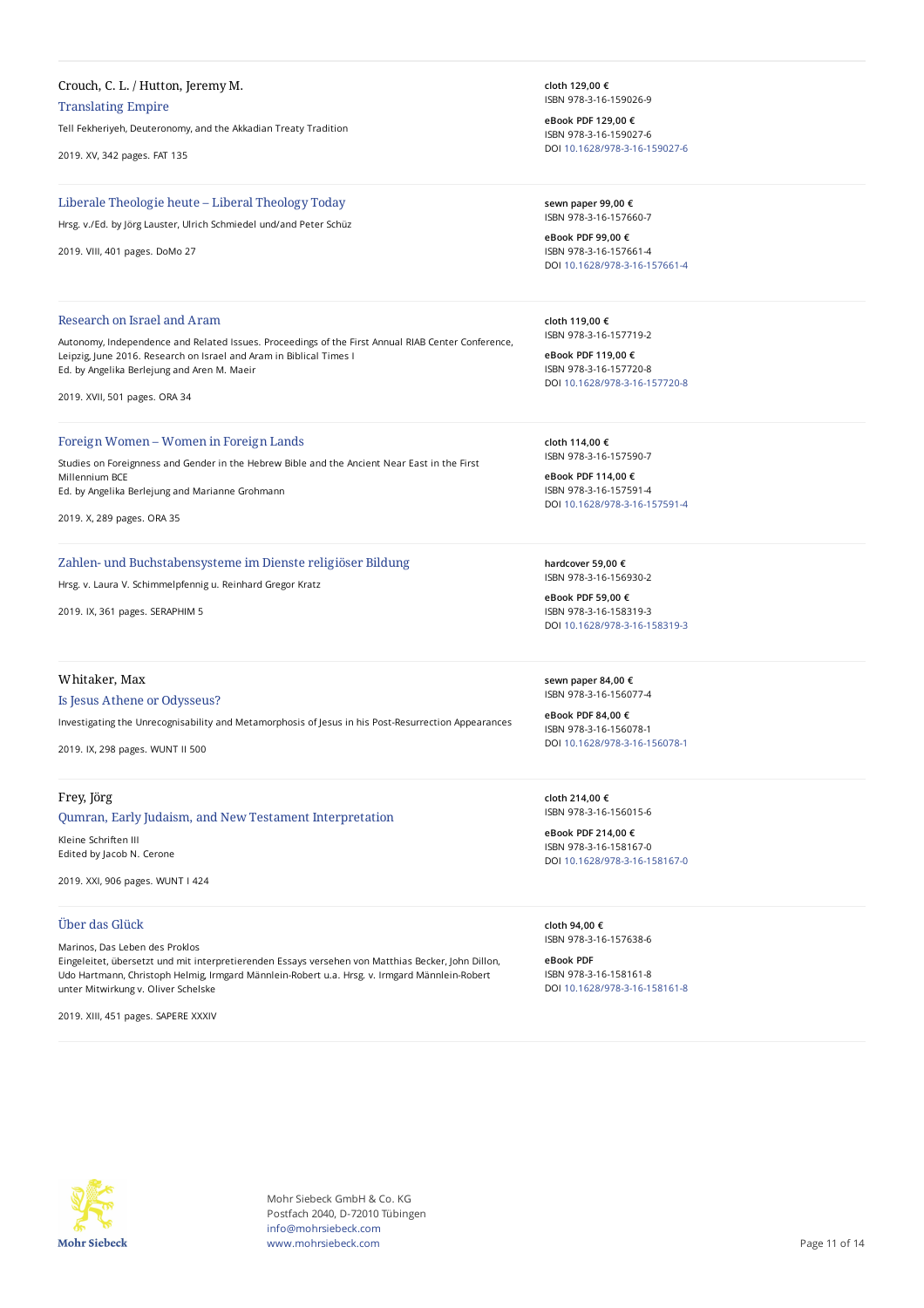Crouch, C. L. / Hutton, Jeremy M.

### Translating Empire

Tell Fekheriyeh, Deuteronomy, and the Akkadian Treaty Tradition

2019. XV, 342 pages. FAT 135

**cloth 129,00 €**
ISBN 978-3-16-159026-9

**eBook PDF 129,00 €**
ISBN 978-3-16-159027-6
DOI 10.1628/978-3-16-159027-6

---

### Liberale Theologie heute – Liberal Theology Today

Hrsg. v./Ed. by Jörg Lauster, Ulrich Schmiedel und/and Peter Schüz

2019. VIII, 401 pages. DoMo 27

**sewn paper 99,00 €**
ISBN 978-3-16-157660-7

**eBook PDF 99,00 €**
ISBN 978-3-16-157661-4
DOI 10.1628/978-3-16-157661-4

---

### Research on Israel and Aram

Autonomy, Independence and Related Issues. Proceedings of the First Annual RIAB Center Conference, Leipzig, June 2016. Research on Israel and Aram in Biblical Times I
Ed. by Angelika Berlejung and Aren M. Maeir

2019. XVII, 501 pages. ORA 34

**cloth 119,00 €**
ISBN 978-3-16-157719-2

**eBook PDF 119,00 €**
ISBN 978-3-16-157720-8
DOI 10.1628/978-3-16-157720-8

---

### Foreign Women – Women in Foreign Lands

Studies on Foreignness and Gender in the Hebrew Bible and the Ancient Near East in the First Millennium BCE
Ed. by Angelika Berlejung and Marianne Grohmann

2019. X, 289 pages. ORA 35

**cloth 114,00 €**
ISBN 978-3-16-157590-7

**eBook PDF 114,00 €**
ISBN 978-3-16-157591-4
DOI 10.1628/978-3-16-157591-4

---

### Zahlen- und Buchstabensysteme im Dienste religiöser Bildung

Hrsg. v. Laura V. Schimmelpfennig u. Reinhard Gregor Kratz

2019. IX, 361 pages. SERAPHIM 5

**hardcover 59,00 €**
ISBN 978-3-16-156930-2

**eBook PDF 59,00 €**
ISBN 978-3-16-158319-3
DOI 10.1628/978-3-16-158319-3

---

Whitaker, Max

### Is Jesus Athene or Odysseus?

Investigating the Unrecognisability and Metamorphosis of Jesus in his Post-Resurrection Appearances

2019. IX, 298 pages. WUNT II 500

**sewn paper 84,00 €**
ISBN 978-3-16-156077-4

**eBook PDF 84,00 €**
ISBN 978-3-16-156078-1
DOI 10.1628/978-3-16-156078-1

---

Frey, Jörg

### Qumran, Early Judaism, and New Testament Interpretation

Kleine Schriften III
Edited by Jacob N. Cerone

2019. XXI, 906 pages. WUNT I 424

**cloth 214,00 €**
ISBN 978-3-16-156015-6

**eBook PDF 214,00 €**
ISBN 978-3-16-158167-0
DOI 10.1628/978-3-16-158167-0

---

### Über das Glück

Marinos, Das Leben des Proklos
Eingeleitet, übersetzt und mit interpretierenden Essays versehen von Matthias Becker, John Dillon, Udo Hartmann, Christoph Helmig, Irmgard Männlein-Robert u.a. Hrsg. v. Irmgard Männlein-Robert unter Mitwirkung v. Oliver Schelske

2019. XIII, 451 pages. SAPERE XXXIV

**cloth 94,00 €**
ISBN 978-3-16-157638-6

**eBook PDF**
ISBN 978-3-16-158161-8
DOI 10.1628/978-3-16-158161-8

---

Mohr Siebeck GmbH & Co. KG
Postfach 2040, D-72010 Tübingen
info@mohrsiebeck.com
www.mohrsiebeck.com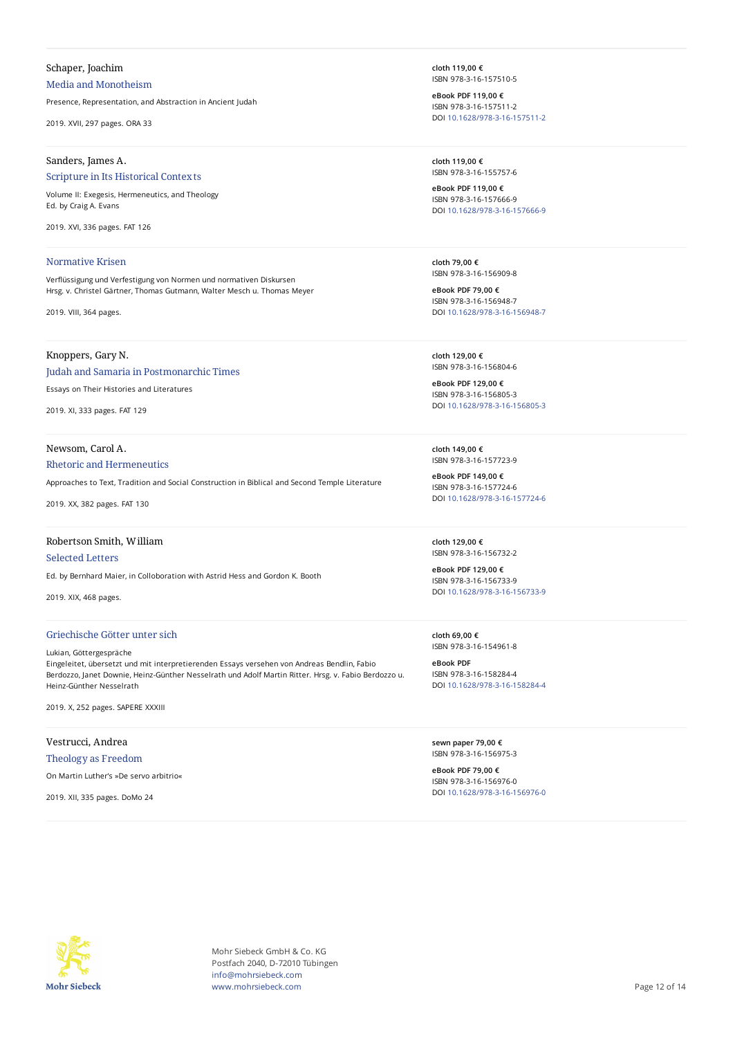Schaper, Joachim

### Media and Monotheism

Presence, Representation, and Abstraction in Ancient Judah

2019. XVII, 297 pages. ORA 33

**cloth 119,00 €**
ISBN 978-3-16-157510-5

**eBook PDF 119,00 €**
ISBN 978-3-16-157511-2
DOI 10.1628/978-3-16-157511-2

---

Sanders, James A.

### Scripture in Its Historical Contexts

Volume II: Exegesis, Hermeneutics, and Theology
Ed. by Craig A. Evans

2019. XVI, 336 pages. FAT 126

**cloth 119,00 €**
ISBN 978-3-16-155757-6

**eBook PDF 119,00 €**
ISBN 978-3-16-157666-9
DOI 10.1628/978-3-16-157666-9

---

### Normative Krisen

Verflüssigung und Verfestigung von Normen und normativen Diskursen
Hrsg. v. Christel Gärtner, Thomas Gutmann, Walter Mesch u. Thomas Meyer

2019. VIII, 364 pages.

**cloth 79,00 €**
ISBN 978-3-16-156909-8

**eBook PDF 79,00 €**
ISBN 978-3-16-156948-7
DOI 10.1628/978-3-16-156948-7

---

Knoppers, Gary N.

### Judah and Samaria in Postmonarchic Times

Essays on Their Histories and Literatures

2019. XI, 333 pages. FAT 129

**cloth 129,00 €**
ISBN 978-3-16-156804-6

**eBook PDF 129,00 €**
ISBN 978-3-16-156805-3
DOI 10.1628/978-3-16-156805-3

---

Newsom, Carol A.

### Rhetoric and Hermeneutics

Approaches to Text, Tradition and Social Construction in Biblical and Second Temple Literature

2019. XX, 382 pages. FAT 130

**cloth 149,00 €**
ISBN 978-3-16-157723-9

**eBook PDF 149,00 €**
ISBN 978-3-16-157724-6
DOI 10.1628/978-3-16-157724-6

---

Robertson Smith, William

### Selected Letters

Ed. by Bernhard Maier, in Colloboration with Astrid Hess and Gordon K. Booth

2019. XIX, 468 pages.

**cloth 129,00 €**
ISBN 978-3-16-156732-2

**eBook PDF 129,00 €**
ISBN 978-3-16-156733-9
DOI 10.1628/978-3-16-156733-9

---

### Griechische Götter unter sich

Lukian, Göttergespräche
Eingeleitet, übersetzt und mit interpretierenden Essays versehen von Andreas Bendlin, Fabio Berdozzo, Janet Downie, Heinz-Günther Nesselrath und Adolf Martin Ritter. Hrsg. v. Fabio Berdozzo u. Heinz-Günther Nesselrath

2019. X, 252 pages. SAPERE XXXIII

**cloth 69,00 €**
ISBN 978-3-16-154961-8

**eBook PDF**
ISBN 978-3-16-158284-4
DOI 10.1628/978-3-16-158284-4

---

Vestrucci, Andrea

### Theology as Freedom

On Martin Luther's »De servo arbitrio«

2019. XII, 335 pages. DoMo 24

**sewn paper 79,00 €**
ISBN 978-3-16-156975-3

**eBook PDF 79,00 €**
ISBN 978-3-16-156976-0
DOI 10.1628/978-3-16-156976-0

---

Mohr Siebeck GmbH & Co. KG
Postfach 2040, D-72010 Tübingen
info@mohrsiebeck.com
www.mohrsiebeck.com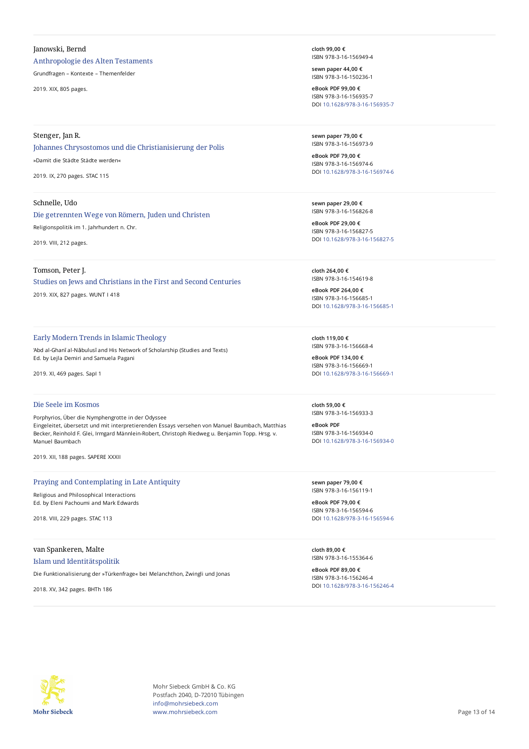Janowski, Bernd

### Anthropologie des Alten Testaments

Grundfragen – Kontexte – Themenfelder

2019. XIX, 805 pages.

**cloth 99,00 €**
ISBN 978-3-16-156949-4

**sewn paper 44,00 €**
ISBN 978-3-16-150236-1

**eBook PDF 99,00 €**
ISBN 978-3-16-156935-7
DOI 10.1628/978-3-16-156935-7

---

Stenger, Jan R.

### Johannes Chrysostomos und die Christianisierung der Polis

»Damit die Städte Städte werden«

2019. IX, 270 pages. STAC 115

**sewn paper 79,00 €**
ISBN 978-3-16-156973-9

**eBook PDF 79,00 €**
ISBN 978-3-16-156974-6
DOI 10.1628/978-3-16-156974-6

---

Schnelle, Udo

### Die getrennten Wege von Römern, Juden und Christen

Religionspolitik im 1. Jahrhundert n. Chr.

2019. VIII, 212 pages.

**sewn paper 29,00 €**
ISBN 978-3-16-156826-8

**eBook PDF 29,00 €**
ISBN 978-3-16-156827-5
DOI 10.1628/978-3-16-156827-5

---

Tomson, Peter J.

### Studies on Jews and Christians in the First and Second Centuries

2019. XIX, 827 pages. WUNT I 418

**cloth 264,00 €**
ISBN 978-3-16-154619-8

**eBook PDF 264,00 €**
ISBN 978-3-16-156685-1
DOI 10.1628/978-3-16-156685-1

---

### Early Modern Trends in Islamic Theology

'Abd al-Ghanī al-Nābulusī and His Network of Scholarship (Studies and Texts)
Ed. by Lejla Demiri and Samuela Pagani

2019. XI, 469 pages. Sapl 1

**cloth 119,00 €**
ISBN 978-3-16-156668-4

**eBook PDF 134,00 €**
ISBN 978-3-16-156669-1
DOI 10.1628/978-3-16-156669-1

---

### Die Seele im Kosmos

Porphyrios, Über die Nymphengrotte in der Odyssee
Eingeleitet, übersetzt und mit interpretierenden Essays versehen von Manuel Baumbach, Matthias Becker, Reinhold F. Glei, Irmgard Männlein-Robert, Christoph Riedweg u. Benjamin Topp. Hrsg. v. Manuel Baumbach

2019. XII, 188 pages. SAPERE XXXII

**cloth 59,00 €**
ISBN 978-3-16-156933-3

**eBook PDF**
ISBN 978-3-16-156934-0
DOI 10.1628/978-3-16-156934-0

---

### Praying and Contemplating in Late Antiquity

Religious and Philosophical Interactions
Ed. by Eleni Pachoumi and Mark Edwards

2018. VIII, 229 pages. STAC 113

**sewn paper 79,00 €**
ISBN 978-3-16-156119-1

**eBook PDF 79,00 €**
ISBN 978-3-16-156594-6
DOI 10.1628/978-3-16-156594-6

---

van Spankeren, Malte

### Islam und Identitätspolitik

Die Funktionalisierung der »Türkenfrage« bei Melanchthon, Zwingli und Jonas

2018. XV, 342 pages. BHTh 186

**cloth 89,00 €**
ISBN 978-3-16-155364-6

**eBook PDF 89,00 €**
ISBN 978-3-16-156246-4
DOI 10.1628/978-3-16-156246-4

---

Mohr Siebeck

Mohr Siebeck GmbH & Co. KG
Postfach 2040, D-72010 Tübingen
info@mohrsiebeck.com
www.mohrsiebeck.com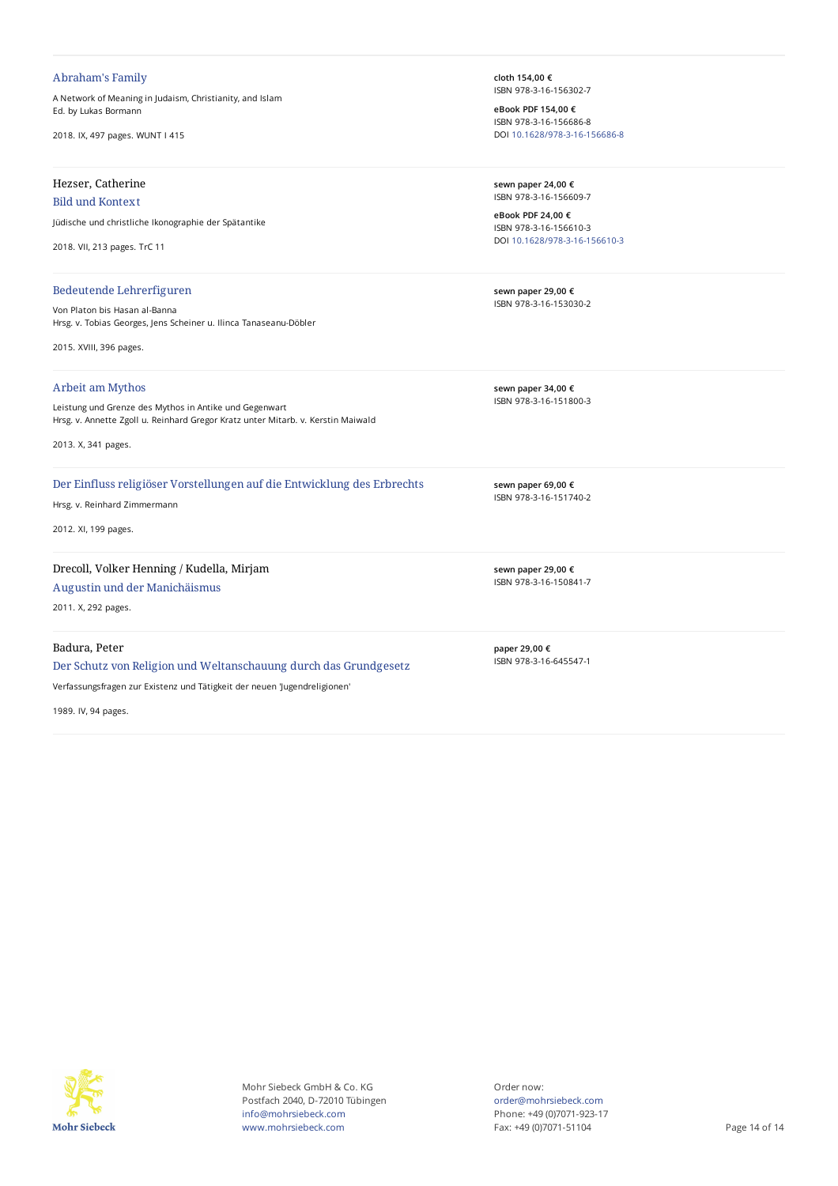### Abraham's Family

A Network of Meaning in Judaism, Christianity, and Islam
Ed. by Lukas Bormann

2018. IX, 497 pages. WUNT I 415

**cloth 154,00 €**
ISBN 978-3-16-156302-7

**eBook PDF 154,00 €**
ISBN 978-3-16-156686-8
DOI 10.1628/978-3-16-156686-8

---

Hezser, Catherine

### Bild und Kontext

Jüdische und christliche Ikonographie der Spätantike

2018. VII, 213 pages. TrC 11

**sewn paper 24,00 €**
ISBN 978-3-16-156609-7

**eBook PDF 24,00 €**
ISBN 978-3-16-156610-3
DOI 10.1628/978-3-16-156610-3

---

### Bedeutende Lehrerfiguren

Von Platon bis Hasan al-Banna
Hrsg. v. Tobias Georges, Jens Scheiner u. Ilinca Tanaseanu-Döbler

2015. XVIII, 396 pages.

**sewn paper 29,00 €**
ISBN 978-3-16-153030-2

---

### Arbeit am Mythos

Leistung und Grenze des Mythos in Antike und Gegenwart
Hrsg. v. Annette Zgoll u. Reinhard Gregor Kratz unter Mitarb. v. Kerstin Maiwald

2013. X, 341 pages.

**sewn paper 34,00 €**
ISBN 978-3-16-151800-3

---

### Der Einfluss religiöser Vorstellungen auf die Entwicklung des Erbrechts

Hrsg. v. Reinhard Zimmermann

2012. XI, 199 pages.

**sewn paper 69,00 €**
ISBN 978-3-16-151740-2

---

Drecoll, Volker Henning / Kudella, Mirjam

### Augustin und der Manichäismus

2011. X, 292 pages.

**sewn paper 29,00 €**
ISBN 978-3-16-150841-7

---

Badura, Peter

### Der Schutz von Religion und Weltanschauung durch das Grundgesetz

Verfassungsfragen zur Existenz und Tätigkeit der neuen 'Jugendreligionen'

1989. IV, 94 pages.

**paper 29,00 €**
ISBN 978-3-16-645547-1

---

Mohr Siebeck GmbH & Co. KG
Postfach 2040, D-72010 Tübingen
info@mohrsiebeck.com
www.mohrsiebeck.com

Order now:
order@mohrsiebeck.com
Phone: +49 (0)7071-923-17
Fax: +49 (0)7071-51104